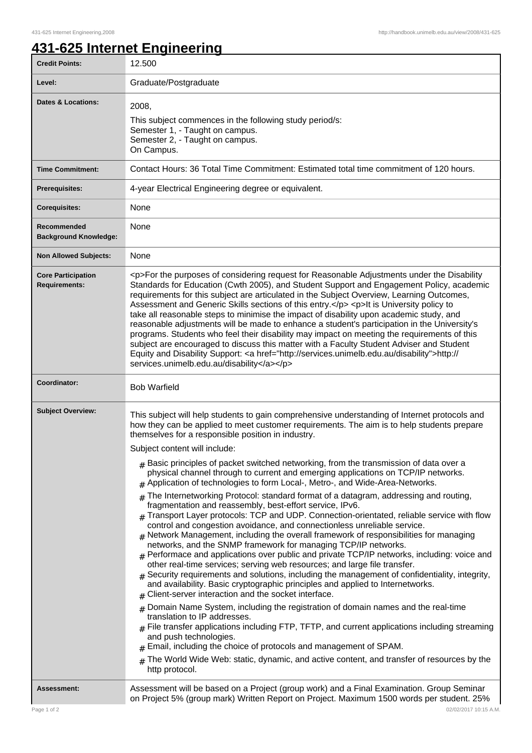# 431-625 Internet Engineering

| | |
|---|---|
| **Credit Points:** | 12.500 |
| **Level:** | Graduate/Postgraduate |
| **Dates & Locations:** | 2008,<br>This subject commences in the following study period/s:<br>Semester 1, - Taught on campus.<br>Semester 2, - Taught on campus.<br>On Campus. |
| **Time Commitment:** | Contact Hours: 36 Total Time Commitment: Estimated total time commitment of 120 hours. |
| **Prerequisites:** | 4-year Electrical Engineering degree or equivalent. |
| **Corequisites:** | None |
| **Recommended Background Knowledge:** | None |
| **Non Allowed Subjects:** | None |
| **Core Participation Requirements:** | <p>For the purposes of considering request for Reasonable Adjustments under the Disability Standards for Education (Cwth 2005), and Student Support and Engagement Policy, academic requirements for this subject are articulated in the Subject Overview, Learning Outcomes, Assessment and Generic Skills sections of this entry.</p> <p>It is University policy to take all reasonable steps to minimise the impact of disability upon academic study, and reasonable adjustments will be made to enhance a student's participation in the University's programs. Students who feel their disability may impact on meeting the requirements of this subject are encouraged to discuss this matter with a Faculty Student Adviser and Student Equity and Disability Support: <a href="http://services.unimelb.edu.au/disability">http://services.unimelb.edu.au/disability</a></p> |
| **Coordinator:** | Bob Warfield |
| **Subject Overview:** | This subject will help students to gain comprehensive understanding of Internet protocols and how they can be applied to meet customer requirements. The aim is to help students prepare themselves for a responsible position in industry.<br>Subject content will include:<br># Basic principles of packet switched networking, from the transmission of data over a physical channel through to current and emerging applications on TCP/IP networks.<br># Application of technologies to form Local-, Metro-, and Wide-Area-Networks.<br># The Internetworking Protocol: standard format of a datagram, addressing and routing, fragmentation and reassembly, best-effort service, IPv6.<br># Transport Layer protocols: TCP and UDP. Connection-orientated, reliable service with flow control and congestion avoidance, and connectionless unreliable service.<br># Network Management, including the overall framework of responsibilities for managing networks, and the SNMP framework for managing TCP/IP networks.<br># Performace and applications over public and private TCP/IP networks, including: voice and other real-time services; serving web resources; and large file transfer.<br># Security requirements and solutions, including the management of confidentiality, integrity, and availability. Basic cryptographic principles and applied to Internetworks.<br># Client-server interaction and the socket interface.<br># Domain Name System, including the registration of domain names and the real-time translation to IP addresses.<br># File transfer applications including FTP, TFTP, and current applications including streaming and push technologies.<br># Email, including the choice of protocols and management of SPAM.<br># The World Wide Web: static, dynamic, and active content, and transfer of resources by the http protocol. |
| **Assessment:** | Assessment will be based on a Project (group work) and a Final Examination. Group Seminar on Project 5% (group mark) Written Report on Project. Maximum 1500 words per student. 25% |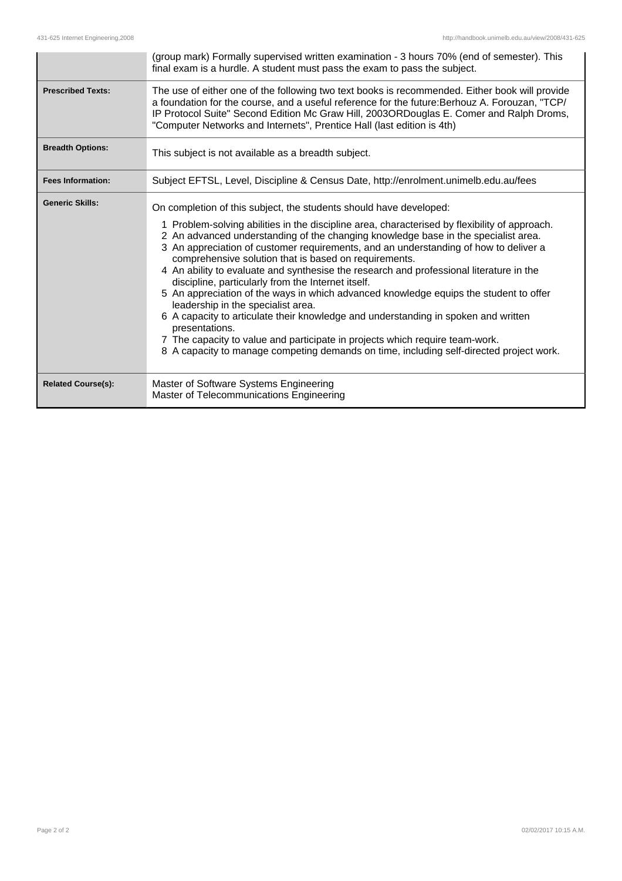| | |
|---|---|
| | (group mark) Formally supervised written examination - 3 hours 70% (end of semester). This final exam is a hurdle. A student must pass the exam to pass the subject. |
| **Prescribed Texts:** | The use of either one of the following two text books is recommended. Either book will provide a foundation for the course, and a useful reference for the future:Berhouz A. Forouzan, "TCP/IP Protocol Suite" Second Edition Mc Graw Hill, 2003ORDouglas E. Comer and Ralph Droms, "Computer Networks and Internets", Prentice Hall (last edition is 4th) |
| **Breadth Options:** | This subject is not available as a breadth subject. |
| **Fees Information:** | Subject EFTSL, Level, Discipline & Census Date, http://enrolment.unimelb.edu.au/fees |
| **Generic Skills:** | On completion of this subject, the students should have developed:<br>1 Problem-solving abilities in the discipline area, characterised by flexibility of approach.<br>2 An advanced understanding of the changing knowledge base in the specialist area.<br>3 An appreciation of customer requirements, and an understanding of how to deliver a comprehensive solution that is based on requirements.<br>4 An ability to evaluate and synthesise the research and professional literature in the discipline, particularly from the Internet itself.<br>5 An appreciation of the ways in which advanced knowledge equips the student to offer leadership in the specialist area.<br>6 A capacity to articulate their knowledge and understanding in spoken and written presentations.<br>7 The capacity to value and participate in projects which require team-work.<br>8 A capacity to manage competing demands on time, including self-directed project work. |
| **Related Course(s):** | Master of Software Systems Engineering<br>Master of Telecommunications Engineering |